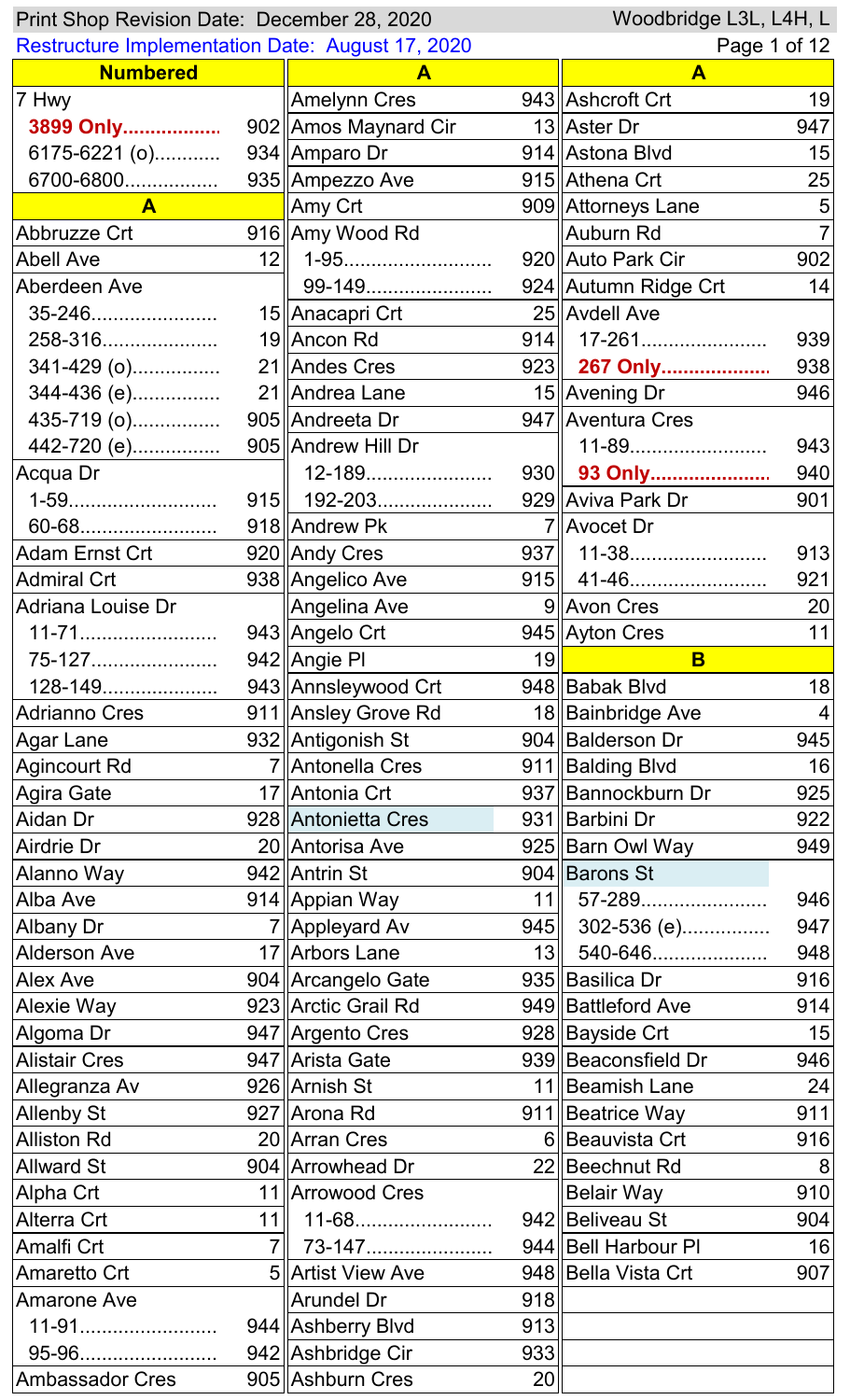Print Shop Revision Date: December 28, 2020 — Woodbridge L3L, L4H, L

Restructure Implementation Date: August 17, 2020

| Street | Route |
|---|---|
| **Numbered** | |
| 7 Hwy | |
| **3899 Only** | 902 |
| 6175-6221 (o) | 934 |
| 6700-6800 | 935 |
| **A** | |
| Abbruzze Crt | 916 |
| Abell Ave | 12 |
| Aberdeen Ave | |
| 35-246 | 15 |
| 258-316 | 19 |
| 341-429 (o) | 21 |
| 344-436 (e) | 21 |
| 435-719 (o) | 905 |
| 442-720 (e) | 905 |
| Acqua Dr | |
| 1-59 | 915 |
| 60-68 | 918 |
| Adam Ernst Crt | 920 |
| Admiral Crt | 938 |
| Adriana Louise Dr | |
| 11-71 | 943 |
| 75-127 | 942 |
| 128-149 | 943 |
| Adrianno Cres | 911 |
| Agar Lane | 932 |
| Agincourt Rd | 7 |
| Agira Gate | 17 |
| Aidan Dr | 928 |
| Airdrie Dr | 20 |
| Alanno Way | 942 |
| Alba Ave | 914 |
| Albany Dr | 7 |
| Alderson Ave | 17 |
| Alex Ave | 904 |
| Alexie Way | 923 |
| Algoma Dr | 947 |
| Alistair Cres | 947 |
| Allegranza Av | 926 |
| Allenby St | 927 |
| Alliston Rd | 20 |
| Allward St | 904 |
| Alpha Crt | 11 |
| Alterra Crt | 11 |
| Amalfi Crt | 7 |
| Amaretto Crt | 5 |
| Amarone Ave | |
| 11-91 | 944 |
| 95-96 | 942 |
| Ambassador Cres | 905 |
| Amelynn Cres | 943 |
| Amos Maynard Cir | 13 |
| Amparo Dr | 914 |
| Ampezzo Ave | 915 |
| Amy Crt | 909 |
| Amy Wood Rd | |
| 1-95 | 920 |
| 99-149 | 924 |
| Anacapri Crt | 25 |
| Ancon Rd | 914 |
| Andes Cres | 923 |
| Andrea Lane | 15 |
| Andreeta Dr | 947 |
| Andrew Hill Dr | |
| 12-189 | 930 |
| 192-203 | 929 |
| Andrew Pk | 7 |
| Andy Cres | 937 |
| Angelico Ave | 915 |
| Angelina Ave | 9 |
| Angelo Crt | 945 |
| Angie Pl | 19 |
| Annsleywood Crt | 948 |
| Ansley Grove Rd | 18 |
| Antigonish St | 904 |
| Antonella Cres | 911 |
| Antonia Crt | 937 |
| Antonietta Cres | 931 |
| Antorisa Ave | 925 |
| Antrin St | 904 |
| Appian Way | 11 |
| Appleyard Av | 945 |
| Arbors Lane | 13 |
| Arcangelo Gate | 935 |
| Arctic Grail Rd | 949 |
| Argento Cres | 928 |
| Arista Gate | 939 |
| Arnish St | 11 |
| Arona Rd | 911 |
| Arran Cres | 6 |
| Arrowhead Dr | 22 |
| Arrowood Cres | |
| 11-68 | 942 |
| 73-147 | 944 |
| Artist View Ave | 948 |
| Arundel Dr | 918 |
| Ashberry Blvd | 913 |
| Ashbridge Cir | 933 |
| Ashburn Cres | 20 |
| Ashcroft Crt | 19 |
| Aster Dr | 947 |
| Astona Blvd | 15 |
| Athena Crt | 25 |
| Attorneys Lane | 5 |
| Auburn Rd | 7 |
| Auto Park Cir | 902 |
| Autumn Ridge Crt | 14 |
| Avdell Ave | |
| 17-261 | 939 |
| **267 Only** | 938 |
| Avening Dr | 946 |
| Aventura Cres | |
| 11-89 | 943 |
| **93 Only** | 940 |
| Aviva Park Dr | 901 |
| Avocet Dr | |
| 11-38 | 913 |
| 41-46 | 921 |
| Avon Cres | 20 |
| Ayton Cres | 11 |
| **B** | |
| Babak Blvd | 18 |
| Bainbridge Ave | 4 |
| Balderson Dr | 945 |
| Balding Blvd | 16 |
| Bannockburn Dr | 925 |
| Barbini Dr | 922 |
| Barn Owl Way | 949 |
| Barons St | |
| 57-289 | 946 |
| 302-536 (e) | 947 |
| 540-646 | 948 |
| Basilica Dr | 916 |
| Battleford Ave | 914 |
| Bayside Crt | 15 |
| Beaconsfield Dr | 946 |
| Beamish Lane | 24 |
| Beatrice Way | 911 |
| Beauvista Crt | 916 |
| Beechnut Rd | 8 |
| Belair Way | 910 |
| Beliveau St | 904 |
| Bell Harbour Pl | 16 |
| Bella Vista Crt | 907 |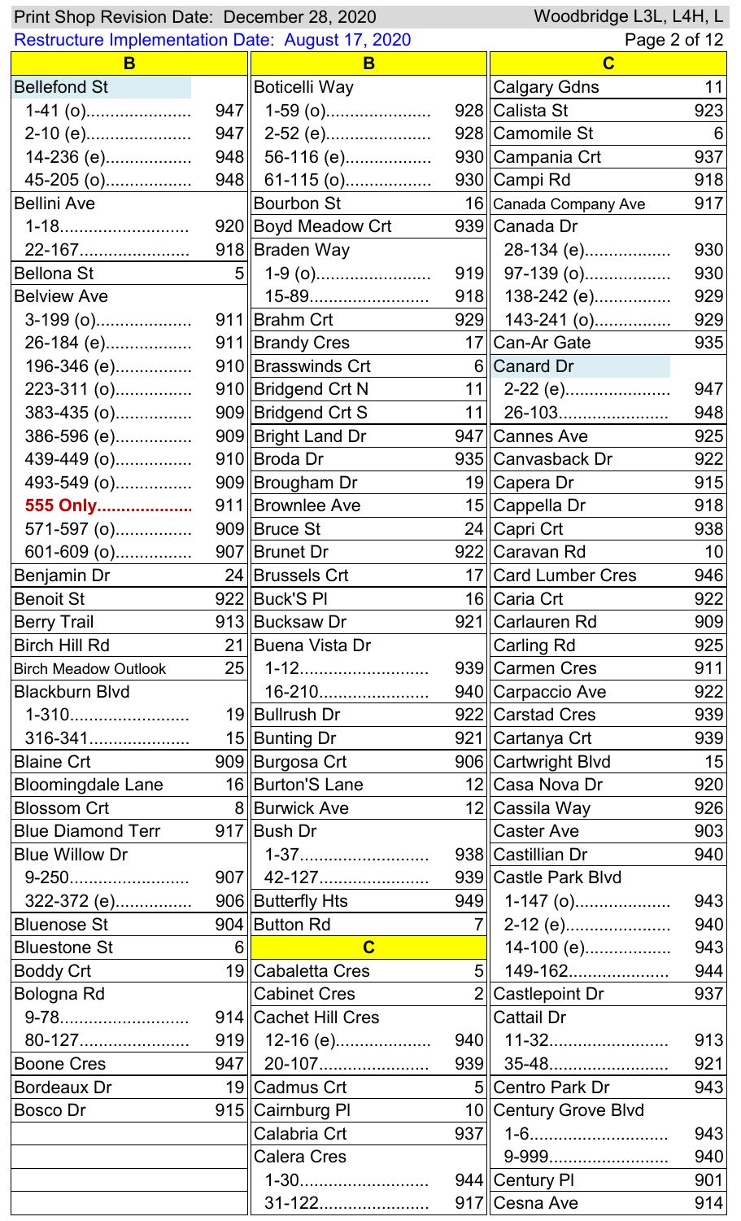Print Shop Revision Date: December 28, 2020 — Woodbridge L3L, L4H, L

Restructure Implementation Date: August 17, 2020

## B

| Street | Route |
|---|---|
| Bellefond St | |
| 1-41 (o) | 947 |
| 2-10 (e) | 947 |
| 14-236 (e) | 948 |
| 45-205 (o) | 948 |
| Bellini Ave | |
| 1-18 | 920 |
| 22-167 | 918 |
| Bellona St | 5 |
| Belview Ave | |
| 3-199 (o) | 911 |
| 26-184 (e) | 911 |
| 196-346 (e) | 910 |
| 223-311 (o) | 910 |
| 383-435 (o) | 909 |
| 386-596 (e) | 909 |
| 439-449 (o) | 910 |
| 493-549 (o) | 909 |
| **555 Only** | 911 |
| 571-597 (o) | 909 |
| 601-609 (o) | 907 |
| Benjamin Dr | 24 |
| Benoit St | 922 |
| Berry Trail | 913 |
| Birch Hill Rd | 21 |
| Birch Meadow Outlook | 25 |
| Blackburn Blvd | |
| 1-310 | 19 |
| 316-341 | 15 |
| Blaine Crt | 909 |
| Bloomingdale Lane | 16 |
| Blossom Crt | 8 |
| Blue Diamond Terr | 917 |
| Blue Willow Dr | |
| 9-250 | 907 |
| 322-372 (e) | 906 |
| Bluenose St | 904 |
| Bluestone St | 6 |
| Boddy Crt | 19 |
| Bologna Rd | |
| 9-78 | 914 |
| 80-127 | 919 |
| Boone Cres | 947 |
| Bordeaux Dr | 19 |
| Bosco Dr | 915 |
| Boticelli Way | |
| 1-59 (o) | 928 |
| 2-52 (e) | 928 |
| 56-116 (e) | 930 |
| 61-115 (o) | 930 |
| Bourbon St | 16 |
| Boyd Meadow Crt | 939 |
| Braden Way | |
| 1-9 (o) | 919 |
| 15-89 | 918 |
| Brahm Crt | 929 |
| Brandy Cres | 17 |
| Brasswinds Crt | 6 |
| Bridgend Crt N | 11 |
| Bridgend Crt S | 11 |
| Bright Land Dr | 947 |
| Broda Dr | 935 |
| Brougham Dr | 19 |
| Brownlee Ave | 15 |
| Bruce St | 24 |
| Brunet Dr | 922 |
| Brussels Crt | 17 |
| Buck'S Pl | 16 |
| Bucksaw Dr | 921 |
| Buena Vista Dr | |
| 1-12 | 939 |
| 16-210 | 940 |
| Bullrush Dr | 922 |
| Bunting Dr | 921 |
| Burgosa Crt | 906 |
| Burton'S Lane | 12 |
| Burwick Ave | 12 |
| Bush Dr | |
| 1-37 | 938 |
| 42-127 | 939 |
| Butterfly Hts | 949 |
| Button Rd | 7 |

## C

| Street | Route |
|---|---|
| Cabaletta Cres | 5 |
| Cabinet Cres | 2 |
| Cachet Hill Cres | |
| 12-16 (e) | 940 |
| 20-107 | 939 |
| Cadmus Crt | 5 |
| Cairnburg Pl | 10 |
| Calabria Crt | 937 |
| Calera Cres | |
| 1-30 | 944 |
| 31-122 | 917 |
| Calgary Gdns | 11 |
| Calista St | 923 |
| Camomile St | 6 |
| Campania Crt | 937 |
| Campi Rd | 918 |
| Canada Company Ave | 917 |
| Canada Dr | |
| 28-134 (e) | 930 |
| 97-139 (o) | 930 |
| 138-242 (e) | 929 |
| 143-241 (o) | 929 |
| Can-Ar Gate | 935 |
| Canard Dr | |
| 2-22 (e) | 947 |
| 26-103 | 948 |
| Cannes Ave | 925 |
| Canvasback Dr | 922 |
| Capera Dr | 915 |
| Cappella Dr | 918 |
| Capri Crt | 938 |
| Caravan Rd | 10 |
| Card Lumber Cres | 946 |
| Caria Crt | 922 |
| Carlauren Rd | 909 |
| Carling Rd | 925 |
| Carmen Cres | 911 |
| Carpaccio Ave | 922 |
| Carstad Cres | 939 |
| Cartanya Crt | 939 |
| Cartwright Blvd | 15 |
| Casa Nova Dr | 920 |
| Cassila Way | 926 |
| Caster Ave | 903 |
| Castillian Dr | 940 |
| Castle Park Blvd | |
| 1-147 (o) | 943 |
| 2-12 (e) | 940 |
| 14-100 (e) | 943 |
| 149-162 | 944 |
| Castlepoint Dr | 937 |
| Cattail Dr | |
| 11-32 | 913 |
| 35-48 | 921 |
| Centro Park Dr | 943 |
| Century Grove Blvd | |
| 1-6 | 943 |
| 9-999 | 940 |
| Century Pl | 901 |
| Cesna Ave | 914 |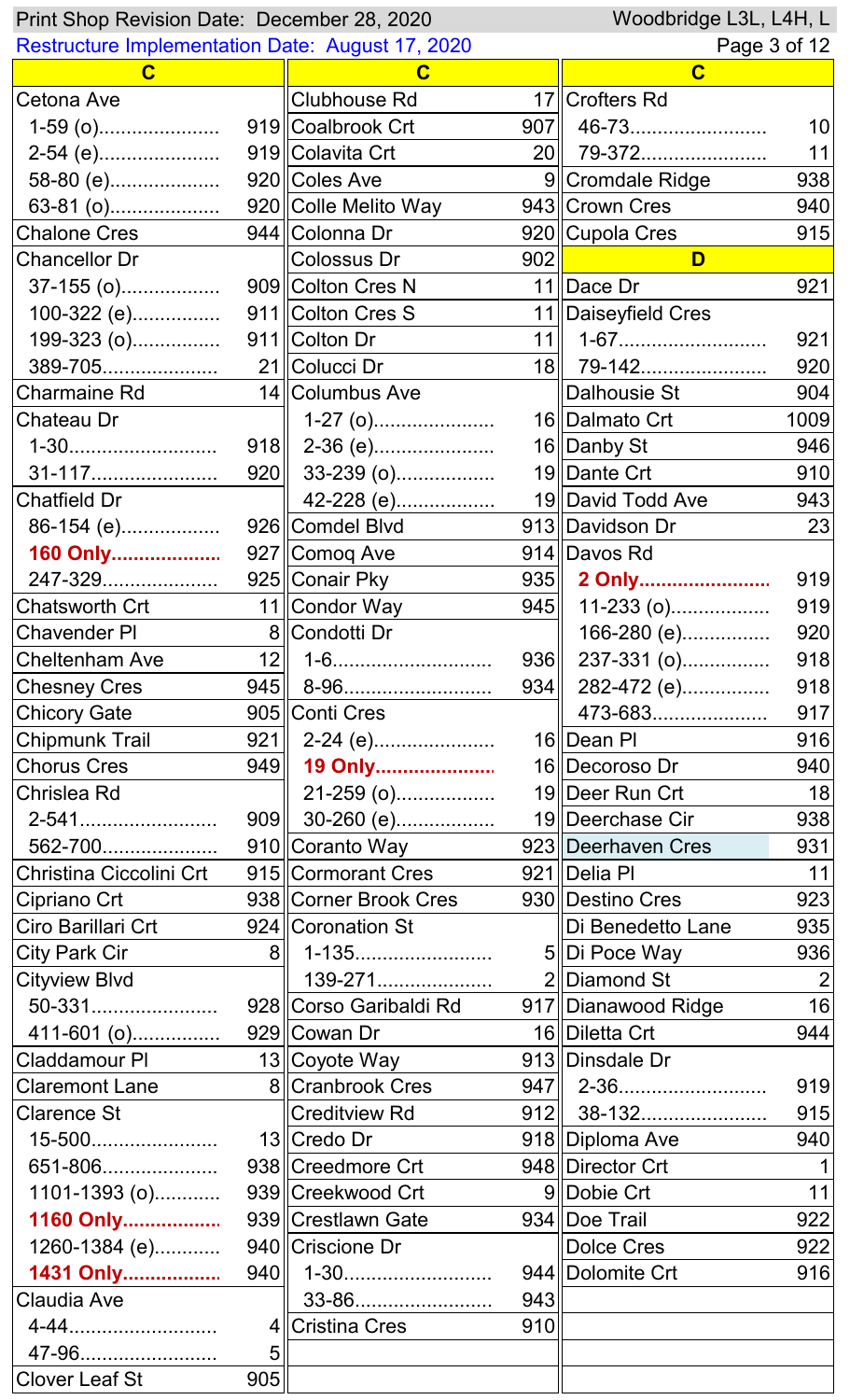Print Shop Revision Date: December 28, 2020 — Woodbridge L3L, L4H, L

Restructure Implementation Date: August 17, 2020

## C

| Street | Route |
|---|---|
| **Cetona Ave** | |
| 1-59 (o) | 919 |
| 2-54 (e) | 919 |
| 58-80 (e) | 920 |
| 63-81 (o) | 920 |
| Chalone Cres | 944 |
| **Chancellor Dr** | |
| 37-155 (o) | 909 |
| 100-322 (e) | 911 |
| 199-323 (o) | 911 |
| 389-705 | 21 |
| Charmaine Rd | 14 |
| **Chateau Dr** | |
| 1-30 | 918 |
| 31-117 | 920 |
| **Chatfield Dr** | |
| 86-154 (e) | 926 |
| **160 Only** | 927 |
| 247-329 | 925 |
| Chatsworth Crt | 11 |
| Chavender Pl | 8 |
| Cheltenham Ave | 12 |
| Chesney Cres | 945 |
| Chicory Gate | 905 |
| Chipmunk Trail | 921 |
| Chorus Cres | 949 |
| **Chrislea Rd** | |
| 2-541 | 909 |
| 562-700 | 910 |
| Christina Ciccolini Crt | 915 |
| Cipriano Crt | 938 |
| Ciro Barillari Crt | 924 |
| City Park Cir | 8 |
| **Cityview Blvd** | |
| 50-331 | 928 |
| 411-601 (o) | 929 |
| Claddamour Pl | 13 |
| Claremont Lane | 8 |
| **Clarence St** | |
| 15-500 | 13 |
| 651-806 | 938 |
| 1101-1393 (o) | 939 |
| **1160 Only** | 939 |
| 1260-1384 (e) | 940 |
| **1431 Only** | 940 |
| **Claudia Ave** | |
| 4-44 | 4 |
| 47-96 | 5 |
| Clover Leaf St | 905 |
| Clubhouse Rd | 17 |
| Coalbrook Crt | 907 |
| Colavita Crt | 20 |
| Coles Ave | 9 |
| Colle Melito Way | 943 |
| Colonna Dr | 920 |
| Colossus Dr | 902 |
| Colton Cres N | 11 |
| Colton Cres S | 11 |
| Colton Dr | 11 |
| Colucci Dr | 18 |
| **Columbus Ave** | |
| 1-27 (o) | 16 |
| 2-36 (e) | 16 |
| 33-239 (o) | 19 |
| 42-228 (e) | 19 |
| Comdel Blvd | 913 |
| Comoq Ave | 914 |
| Conair Pky | 935 |
| Condor Way | 945 |
| **Condotti Dr** | |
| 1-6 | 936 |
| 8-96 | 934 |
| **Conti Cres** | |
| 2-24 (e) | 16 |
| **19 Only** | 16 |
| 21-259 (o) | 19 |
| 30-260 (e) | 19 |
| Coranto Way | 923 |
| Cormorant Cres | 921 |
| Corner Brook Cres | 930 |
| **Coronation St** | |
| 1-135 | 5 |
| 139-271 | 2 |
| Corso Garibaldi Rd | 917 |
| Cowan Dr | 16 |
| Coyote Way | 913 |
| Cranbrook Cres | 947 |
| Creditview Rd | 912 |
| Credo Dr | 918 |
| Creedmore Crt | 948 |
| Creekwood Crt | 9 |
| Crestlawn Gate | 934 |
| **Criscione Dr** | |
| 1-30 | 944 |
| 33-86 | 943 |
| Cristina Cres | 910 |
| **Crofters Rd** | |
| 46-73 | 10 |
| 79-372 | 11 |
| Cromdale Ridge | 938 |
| Crown Cres | 940 |
| Cupola Cres | 915 |

## D

| Street | Route |
|---|---|
| Dace Dr | 921 |
| **Daiseyfield Cres** | |
| 1-67 | 921 |
| 79-142 | 920 |
| Dalhousie St | 904 |
| Dalmato Crt | 1009 |
| Danby St | 946 |
| Dante Crt | 910 |
| David Todd Ave | 943 |
| Davidson Dr | 23 |
| **Davos Rd** | |
| **2 Only** | 919 |
| 11-233 (o) | 919 |
| 166-280 (e) | 920 |
| 237-331 (o) | 918 |
| 282-472 (e) | 918 |
| 473-683 | 917 |
| Dean Pl | 916 |
| Decoroso Dr | 940 |
| Deer Run Crt | 18 |
| Deerchase Cir | 938 |
| Deerhaven Cres | 931 |
| Delia Pl | 11 |
| Destino Cres | 923 |
| Di Benedetto Lane | 935 |
| Di Poce Way | 936 |
| Diamond St | 2 |
| Dianawood Ridge | 16 |
| Diletta Crt | 944 |
| **Dinsdale Dr** | |
| 2-36 | 919 |
| 38-132 | 915 |
| Diploma Ave | 940 |
| Director Crt | 1 |
| Dobie Crt | 11 |
| Doe Trail | 922 |
| Dolce Cres | 922 |
| Dolomite Crt | 916 |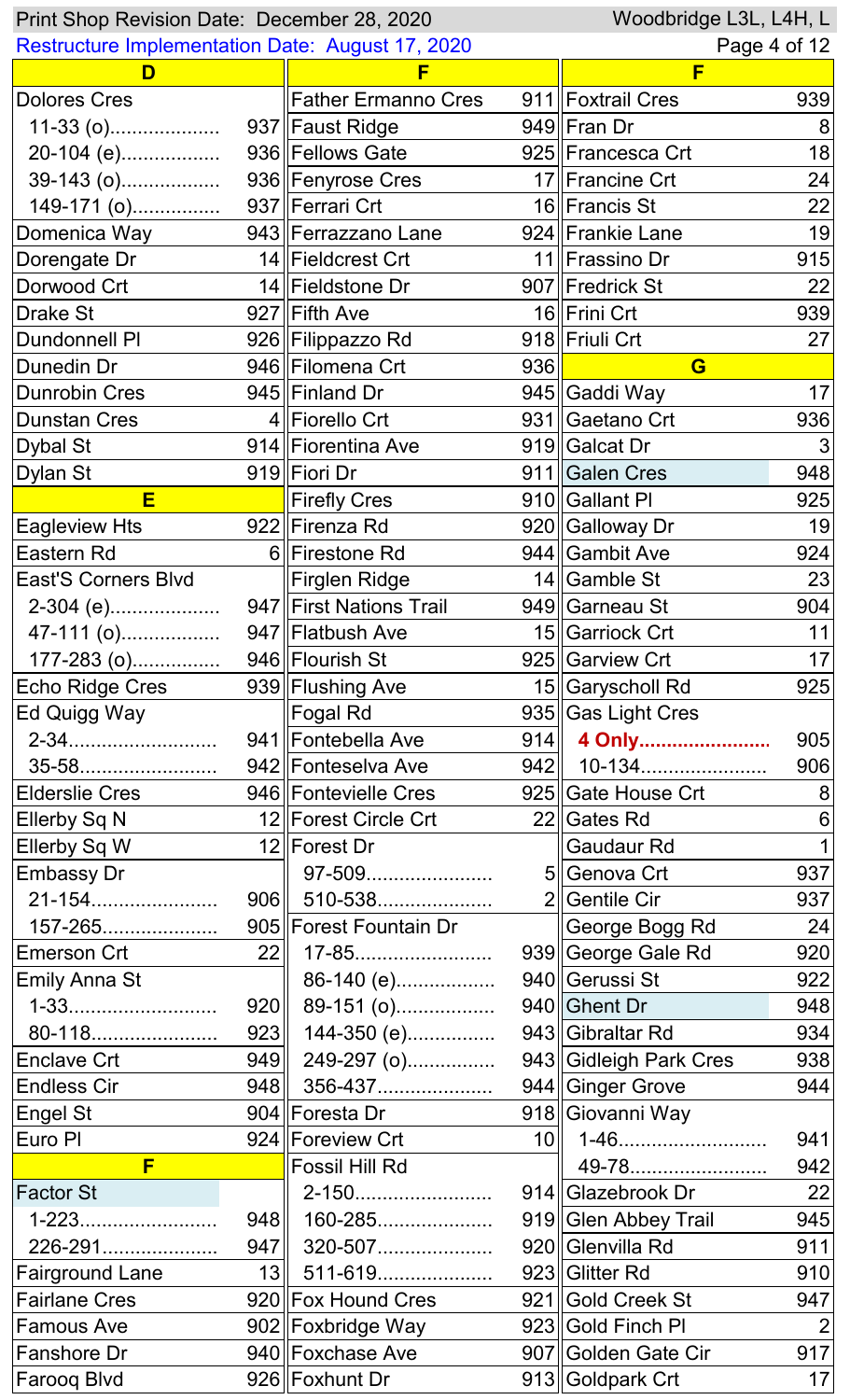Print Shop Revision Date: December 28, 2020

Restructure Implementation Date: August 17, 2020

Woodbridge L3L, L4H, L

| Street | Route |
|---|---|
| **D** | |
| Dolores Cres | |
| 11-33 (o) | 937 |
| 20-104 (e) | 936 |
| 39-143 (o) | 936 |
| 149-171 (o) | 937 |
| Domenica Way | 943 |
| Dorengate Dr | 14 |
| Dorwood Crt | 14 |
| Drake St | 927 |
| Dundonnell Pl | 926 |
| Dunedin Dr | 946 |
| Dunrobin Cres | 945 |
| Dunstan Cres | 4 |
| Dybal St | 914 |
| Dylan St | 919 |
| **E** | |
| Eagleview Hts | 922 |
| Eastern Rd | 6 |
| East'S Corners Blvd | |
| 2-304 (e) | 947 |
| 47-111 (o) | 947 |
| 177-283 (o) | 946 |
| Echo Ridge Cres | 939 |
| Ed Quigg Way | |
| 2-34 | 941 |
| 35-58 | 942 |
| Elderslie Cres | 946 |
| Ellerby Sq N | 12 |
| Ellerby Sq W | 12 |
| Embassy Dr | |
| 21-154 | 906 |
| 157-265 | 905 |
| Emerson Crt | 22 |
| Emily Anna St | |
| 1-33 | 920 |
| 80-118 | 923 |
| Enclave Crt | 949 |
| Endless Cir | 948 |
| Engel St | 904 |
| Euro Pl | 924 |
| **F** | |
| Factor St | |
| 1-223 | 948 |
| 226-291 | 947 |
| Fairground Lane | 13 |
| Fairlane Cres | 920 |
| Famous Ave | 902 |
| Fanshore Dr | 940 |
| Farooq Blvd | 926 |
| Father Ermanno Cres | 911 |
| Faust Ridge | 949 |
| Fellows Gate | 925 |
| Fenyrose Cres | 17 |
| Ferrari Crt | 16 |
| Ferrazzano Lane | 924 |
| Fieldcrest Crt | 11 |
| Fieldstone Dr | 907 |
| Fifth Ave | 16 |
| Filippazzo Rd | 918 |
| Filomena Crt | 936 |
| Finland Dr | 945 |
| Fiorello Crt | 931 |
| Fiorentina Ave | 919 |
| Fiori Dr | 911 |
| Firefly Cres | 910 |
| Firenza Rd | 920 |
| Firestone Rd | 944 |
| Firglen Ridge | 14 |
| First Nations Trail | 949 |
| Flatbush Ave | 15 |
| Flourish St | 925 |
| Flushing Ave | 15 |
| Fogal Rd | 935 |
| Fontebella Ave | 914 |
| Fonteselva Ave | 942 |
| Fontevielle Cres | 925 |
| Forest Circle Crt | 22 |
| Forest Dr | |
| 97-509 | 5 |
| 510-538 | 2 |
| Forest Fountain Dr | |
| 17-85 | 939 |
| 86-140 (e) | 940 |
| 89-151 (o) | 940 |
| 144-350 (e) | 943 |
| 249-297 (o) | 943 |
| 356-437 | 944 |
| Foresta Dr | 918 |
| Foreview Crt | 10 |
| Fossil Hill Rd | |
| 2-150 | 914 |
| 160-285 | 919 |
| 320-507 | 920 |
| 511-619 | 923 |
| Fox Hound Cres | 921 |
| Foxbridge Way | 923 |
| Foxchase Ave | 907 |
| Foxhunt Dr | 913 |
| Foxtrail Cres | 939 |
| Fran Dr | 8 |
| Francesca Crt | 18 |
| Francine Crt | 24 |
| Francis St | 22 |
| Frankie Lane | 19 |
| Frassino Dr | 915 |
| Fredrick St | 22 |
| Frini Crt | 939 |
| Friuli Crt | 27 |
| **G** | |
| Gaddi Way | 17 |
| Gaetano Crt | 936 |
| Galcat Dr | 3 |
| Galen Cres | 948 |
| Gallant Pl | 925 |
| Galloway Dr | 19 |
| Gambit Ave | 924 |
| Gamble St | 23 |
| Garneau St | 904 |
| Garriock Crt | 11 |
| Garview Crt | 17 |
| Garyscholl Rd | 925 |
| Gas Light Cres | |
| **4 Only** | 905 |
| 10-134 | 906 |
| Gate House Crt | 8 |
| Gates Rd | 6 |
| Gaudaur Rd | 1 |
| Genova Crt | 937 |
| Gentile Cir | 937 |
| George Bogg Rd | 24 |
| George Gale Rd | 920 |
| Gerussi St | 922 |
| Ghent Dr | 948 |
| Gibraltar Rd | 934 |
| Gidleigh Park Cres | 938 |
| Ginger Grove | 944 |
| Giovanni Way | |
| 1-46 | 941 |
| 49-78 | 942 |
| Glazebrook Dr | 22 |
| Glen Abbey Trail | 945 |
| Glenvilla Rd | 911 |
| Glitter Rd | 910 |
| Gold Creek St | 947 |
| Gold Finch Pl | 2 |
| Golden Gate Cir | 917 |
| Goldpark Crt | 17 |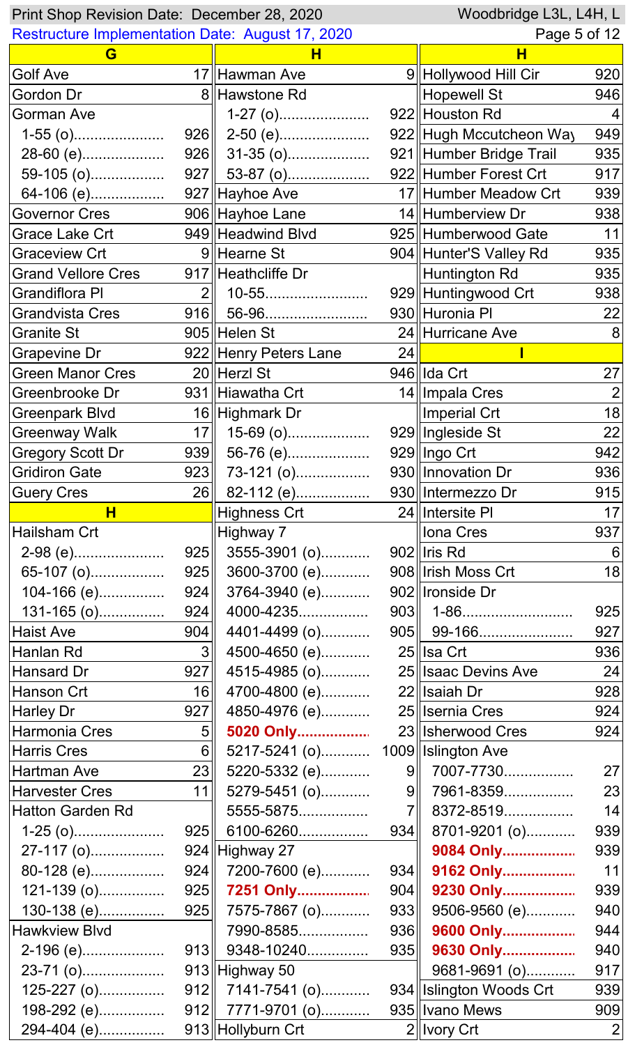| Street | Route |
| --- | --- |
| **G** | |
| Golf Ave | 17 |
| Gordon Dr | 8 |
| Gorman Ave | |
| 1-55 (o)..................... | 926 |
| 28-60 (e)..................... | 926 |
| 59-105 (o)................. | 927 |
| 64-106 (e)................. | 927 |
| Governor Cres | 906 |
| Grace Lake Crt | 949 |
| Graceview Crt | 9 |
| Grand Vellore Cres | 917 |
| Grandiflora Pl | 2 |
| Grandvista Cres | 916 |
| Granite St | 905 |
| Grapevine Dr | 922 |
| Green Manor Cres | 20 |
| Greenbrooke Dr | 931 |
| Greenpark Blvd | 16 |
| Greenway Walk | 17 |
| Gregory Scott Dr | 939 |
| Gridiron Gate | 923 |
| Guery Cres | 26 |
| **H** | |
| Hailsham Crt | |
| 2-98 (e)..................... | 925 |
| 65-107 (o)................. | 925 |
| 104-166 (e)............... | 924 |
| 131-165 (o)............... | 924 |
| Haist Ave | 904 |
| Hanlan Rd | 3 |
| Hansard Dr | 927 |
| Hanson Crt | 16 |
| Harley Dr | 927 |
| Harmonia Cres | 5 |
| Harris Cres | 6 |
| Hartman Ave | 23 |
| Harvester Cres | 11 |
| Hatton Garden Rd | |
| 1-25 (o)..................... | 925 |
| 27-117 (o)................. | 924 |
| 80-128 (e)................. | 924 |
| 121-139 (o)............... | 925 |
| 130-138 (e)............... | 925 |
| Hawkview Blvd | |
| 2-196 (e)................... | 913 |
| 23-71 (o)................... | 913 |
| 125-227 (o)............... | 912 |
| 198-292 (e)............... | 912 |
| 294-404 (e)............... | 913 |
| Hawman Ave | 9 |
| Hawstone Rd | |
| 1-27 (o)..................... | 922 |
| 2-50 (e)..................... | 922 |
| 31-35 (o)................... | 921 |
| 53-87 (o)................... | 922 |
| Hayhoe Ave | 17 |
| Hayhoe Lane | 14 |
| Headwind Blvd | 925 |
| Hearne St | 904 |
| Heathcliffe Dr | |
| 10-55......................... | 929 |
| 56-96......................... | 930 |
| Helen St | 24 |
| Henry Peters Lane | 24 |
| Herzl St | 946 |
| Hiawatha Crt | 14 |
| Highmark Dr | |
| 15-69 (o)................... | 929 |
| 56-76 (e)................... | 929 |
| 73-121 (o)................. | 930 |
| 82-112 (e)................. | 930 |
| Highness Crt | 24 |
| Highway 7 | |
| 3555-3901 (o)........... | 902 |
| 3600-3700 (e)........... | 908 |
| 3764-3940 (e)........... | 902 |
| 4000-4235................ | 903 |
| 4401-4499 (o)........... | 905 |
| 4500-4650 (e)........... | 25 |
| 4515-4985 (o)........... | 25 |
| 4700-4800 (e)........... | 22 |
| 4850-4976 (e)........... | 25 |
| **5020 Only..................** | 23 |
| 5217-5241 (o)........... | 1009 |
| 5220-5332 (e)........... | 9 |
| 5279-5451 (o)........... | 9 |
| 5555-5875................ | 7 |
| 6100-6260................ | 934 |
| Highway 27 | |
| 7200-7600 (e)........... | 934 |
| **7251 Only..................** | 904 |
| 7575-7867 (o)........... | 933 |
| 7990-8585................ | 936 |
| 9348-10240............... | 935 |
| Highway 50 | |
| 7141-7541 (o)........... | 934 |
| 7771-9701 (o)........... | 935 |
| Hollyburn Crt | 2 |
| Hollywood Hill Cir | 920 |
| Hopewell St | 946 |
| Houston Rd | 4 |
| Hugh Mccutcheon Way | 949 |
| Humber Bridge Trail | 935 |
| Humber Forest Crt | 917 |
| Humber Meadow Crt | 939 |
| Humberview Dr | 938 |
| Humberwood Gate | 11 |
| Hunter'S Valley Rd | 935 |
| Huntington Rd | 935 |
| Huntingwood Crt | 938 |
| Huronia Pl | 22 |
| Hurricane Ave | 8 |
| **I** | |
| Ida Crt | 27 |
| Impala Cres | 2 |
| Imperial Crt | 18 |
| Ingleside St | 22 |
| Ingo Crt | 942 |
| Innovation Dr | 936 |
| Intermezzo Dr | 915 |
| Intersite Pl | 17 |
| Iona Cres | 937 |
| Iris Rd | 6 |
| Irish Moss Crt | 18 |
| Ironside Dr | |
| 1-86......................... | 925 |
| 99-166...................... | 927 |
| Isa Crt | 936 |
| Isaac Devins Ave | 24 |
| Isaiah Dr | 928 |
| Isernia Cres | 924 |
| Isherwood Cres | 924 |
| Islington Ave | |
| 7007-7730................ | 27 |
| 7961-8359................ | 23 |
| 8372-8519................ | 14 |
| 8701-9201 (o)........... | 939 |
| **9084 Only..................** | 939 |
| **9162 Only..................** | 11 |
| **9230 Only..................** | 939 |
| 9506-9560 (e)........... | 940 |
| **9600 Only..................** | 944 |
| **9630 Only..................** | 940 |
| 9681-9691 (o)........... | 917 |
| Islington Woods Crt | 939 |
| Ivano Mews | 909 |
| Ivory Crt | 2 |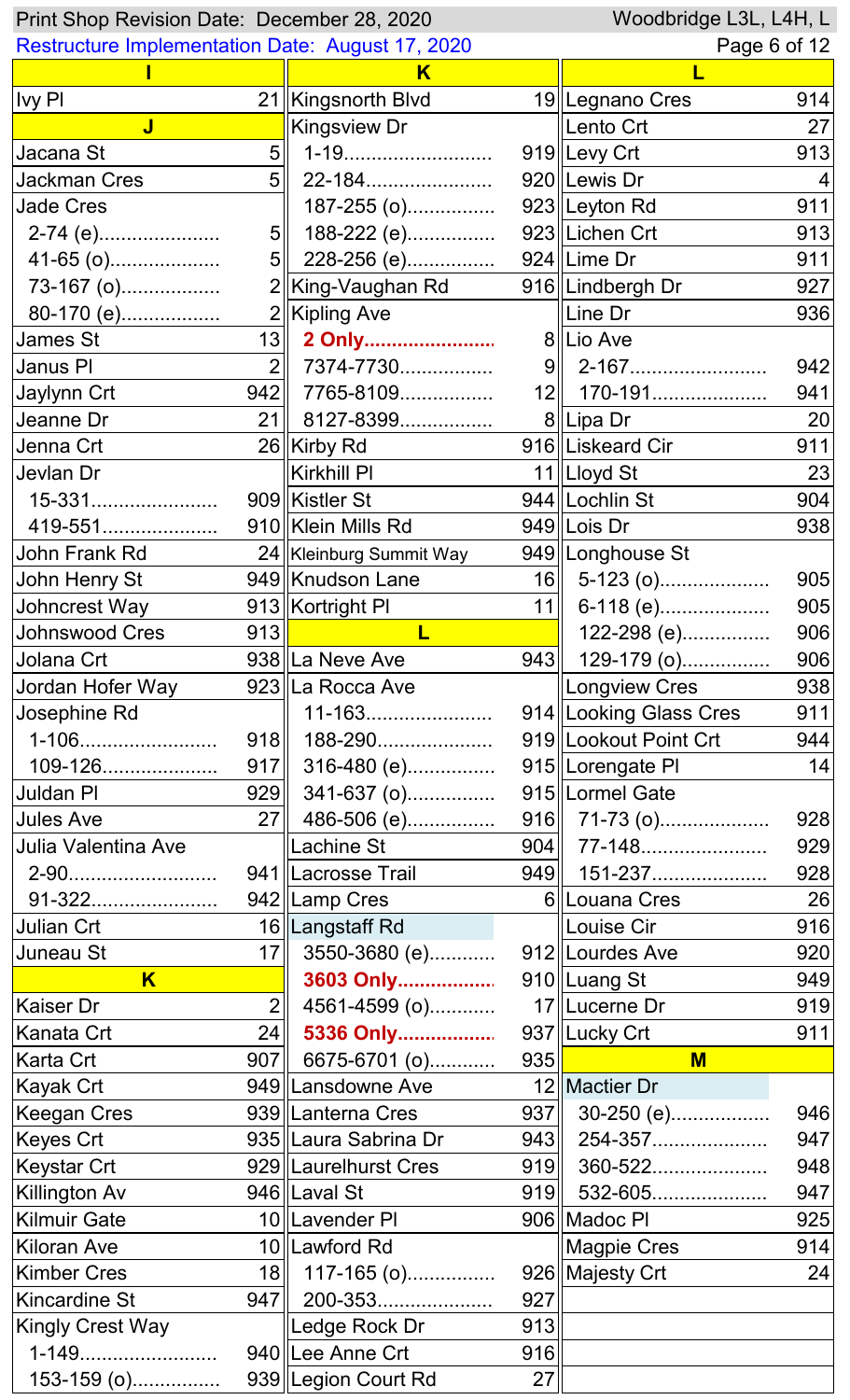Print Shop Revision Date: December 28, 2020

Restructure Implementation Date: August 17, 2020

## I

| Street | Route |
|---|---|
| Ivy Pl | 21 |

## J

| Street | Route |
|---|---|
| Jacana St | 5 |
| Jackman Cres | 5 |
| Jade Cres | |
| 2-74 (e) | 5 |
| 41-65 (o) | 5 |
| 73-167 (o) | 2 |
| 80-170 (e) | 2 |
| James St | 13 |
| Janus Pl | 2 |
| Jaylynn Crt | 942 |
| Jeanne Dr | 21 |
| Jenna Crt | 26 |
| Jevlan Dr | |
| 15-331 | 909 |
| 419-551 | 910 |
| John Frank Rd | 24 |
| John Henry St | 949 |
| Johncrest Way | 913 |
| Johnswood Cres | 913 |
| Jolana Crt | 938 |
| Jordan Hofer Way | 923 |
| Josephine Rd | |
| 1-106 | 918 |
| 109-126 | 917 |
| Juldan Pl | 929 |
| Jules Ave | 27 |
| Julia Valentina Ave | |
| 2-90 | 941 |
| 91-322 | 942 |
| Julian Crt | 16 |
| Juneau St | 17 |

## K

| Street | Route |
|---|---|
| Kaiser Dr | 2 |
| Kanata Crt | 24 |
| Karta Crt | 907 |
| Kayak Crt | 949 |
| Keegan Cres | 939 |
| Keyes Crt | 935 |
| Keystar Crt | 929 |
| Killington Av | 946 |
| Kilmuir Gate | 10 |
| Kiloran Ave | 10 |
| Kimber Cres | 18 |
| Kincardine St | 947 |
| Kingly Crest Way | |
| 1-149 | 940 |
| 153-159 (o) | 939 |
| Kingsnorth Blvd | 19 |
| Kingsview Dr | |
| 1-19 | 919 |
| 22-184 | 920 |
| 187-255 (o) | 923 |
| 188-222 (e) | 923 |
| 228-256 (e) | 924 |
| King-Vaughan Rd | 916 |
| Kipling Ave | |
| **2 Only** | 8 |
| 7374-7730 | 9 |
| 7765-8109 | 12 |
| 8127-8399 | 8 |
| Kirby Rd | 916 |
| Kirkhill Pl | 11 |
| Kistler St | 944 |
| Klein Mills Rd | 949 |
| Kleinburg Summit Way | 949 |
| Knudson Lane | 16 |
| Kortright Pl | 11 |

## L

| Street | Route |
|---|---|
| La Neve Ave | 943 |
| La Rocca Ave | |
| 11-163 | 914 |
| 188-290 | 919 |
| 316-480 (e) | 915 |
| 341-637 (o) | 915 |
| 486-506 (e) | 916 |
| Lachine St | 904 |
| Lacrosse Trail | 949 |
| Lamp Cres | 6 |
| Langstaff Rd | |
| 3550-3680 (e) | 912 |
| **3603 Only** | 910 |
| 4561-4599 (o) | 17 |
| **5336 Only** | 937 |
| 6675-6701 (o) | 935 |
| Lansdowne Ave | 12 |
| Lanterna Cres | 937 |
| Laura Sabrina Dr | 943 |
| Laurelhurst Cres | 919 |
| Laval St | 919 |
| Lavender Pl | 906 |
| Lawford Rd | |
| 117-165 (o) | 926 |
| 200-353 | 927 |
| Ledge Rock Dr | 913 |
| Lee Anne Crt | 916 |
| Legion Court Rd | 27 |
| Legnano Cres | 914 |
| Lento Crt | 27 |
| Levy Crt | 913 |
| Lewis Dr | 4 |
| Leyton Rd | 911 |
| Lichen Crt | 913 |
| Lime Dr | 911 |
| Lindbergh Dr | 927 |
| Line Dr | 936 |
| Lio Ave | |
| 2-167 | 942 |
| 170-191 | 941 |
| Lipa Dr | 20 |
| Liskeard Cir | 911 |
| Lloyd St | 23 |
| Lochlin St | 904 |
| Lois Dr | 938 |
| Longhouse St | |
| 5-123 (o) | 905 |
| 6-118 (e) | 905 |
| 122-298 (e) | 906 |
| 129-179 (o) | 906 |
| Longview Cres | 938 |
| Looking Glass Cres | 911 |
| Lookout Point Crt | 944 |
| Lorengate Pl | 14 |
| Lormel Gate | |
| 71-73 (o) | 928 |
| 77-148 | 929 |
| 151-237 | 928 |
| Louana Cres | 26 |
| Louise Cir | 916 |
| Lourdes Ave | 920 |
| Luang St | 949 |
| Lucerne Dr | 919 |
| Lucky Crt | 911 |

## M

| Street | Route |
|---|---|
| Mactier Dr | |
| 30-250 (e) | 946 |
| 254-357 | 947 |
| 360-522 | 948 |
| 532-605 | 947 |
| Madoc Pl | 925 |
| Magpie Cres | 914 |
| Majesty Crt | 24 |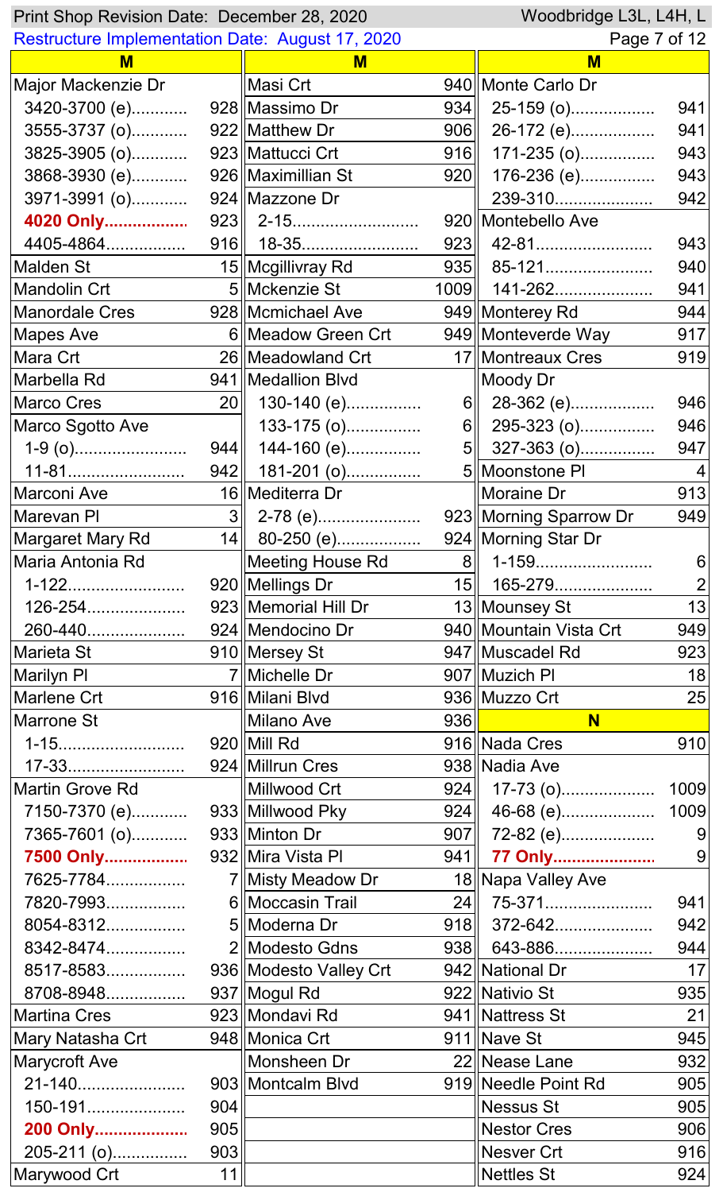Print Shop Revision Date: December 28, 2020 — Woodbridge L3L, L4H, L

Restructure Implementation Date: August 17, 2020

## M

| Street | Route |
|---|---|
| **Major Mackenzie Dr** | |
| 3420-3700 (e) | 928 |
| 3555-3737 (o) | 922 |
| 3825-3905 (o) | 923 |
| 3868-3930 (e) | 926 |
| 3971-3991 (o) | 924 |
| **4020 Only** | 923 |
| 4405-4864 | 916 |
| Malden St | 15 |
| Mandolin Crt | 5 |
| Manordale Cres | 928 |
| Mapes Ave | 6 |
| Mara Crt | 26 |
| Marbella Rd | 941 |
| Marco Cres | 20 |
| **Marco Sgotto Ave** | |
| 1-9 (o) | 944 |
| 11-81 | 942 |
| Marconi Ave | 16 |
| Marevan Pl | 3 |
| Margaret Mary Rd | 14 |
| **Maria Antonia Rd** | |
| 1-122 | 920 |
| 126-254 | 923 |
| 260-440 | 924 |
| Marieta St | 910 |
| Marilyn Pl | 7 |
| Marlene Crt | 916 |
| **Marrone St** | |
| 1-15 | 920 |
| 17-33 | 924 |
| **Martin Grove Rd** | |
| 7150-7370 (e) | 933 |
| 7365-7601 (o) | 933 |
| **7500 Only** | 932 |
| 7625-7784 | 7 |
| 7820-7993 | 6 |
| 8054-8312 | 5 |
| 8342-8474 | 2 |
| 8517-8583 | 936 |
| 8708-8948 | 937 |
| Martina Cres | 923 |
| Mary Natasha Crt | 948 |
| **Marycroft Ave** | |
| 21-140 | 903 |
| 150-191 | 904 |
| **200 Only** | 905 |
| 205-211 (o) | 903 |
| Marywood Crt | 11 |
| Masi Crt | 940 |
| Massimo Dr | 934 |
| Matthew Dr | 906 |
| Mattucci Crt | 916 |
| Maximillian St | 920 |
| **Mazzone Dr** | |
| 2-15 | 920 |
| 18-35 | 923 |
| Mcgillivray Rd | 935 |
| Mckenzie St | 1009 |
| Mcmichael Ave | 949 |
| Meadow Green Crt | 949 |
| Meadowland Crt | 17 |
| **Medallion Blvd** | |
| 130-140 (e) | 6 |
| 133-175 (o) | 6 |
| 144-160 (e) | 5 |
| 181-201 (o) | 5 |
| **Mediterra Dr** | |
| 2-78 (e) | 923 |
| 80-250 (e) | 924 |
| Meeting House Rd | 8 |
| Mellings Dr | 15 |
| Memorial Hill Dr | 13 |
| Mendocino Dr | 940 |
| Mersey St | 947 |
| Michelle Dr | 907 |
| Milani Blvd | 936 |
| Milano Ave | 936 |
| Mill Rd | 916 |
| Millrun Cres | 938 |
| Millwood Crt | 924 |
| Millwood Pky | 924 |
| Minton Dr | 907 |
| Mira Vista Pl | 941 |
| Misty Meadow Dr | 18 |
| Moccasin Trail | 24 |
| Moderna Dr | 918 |
| Modesto Gdns | 938 |
| Modesto Valley Crt | 942 |
| Mogul Rd | 922 |
| Mondavi Rd | 941 |
| Monica Crt | 911 |
| Monsheen Dr | 22 |
| Montcalm Blvd | 919 |
| **Monte Carlo Dr** | |
| 25-159 (o) | 941 |
| 26-172 (e) | 941 |
| 171-235 (o) | 943 |
| 176-236 (e) | 943 |
| 239-310 | 942 |
| **Montebello Ave** | |
| 42-81 | 943 |
| 85-121 | 940 |
| 141-262 | 941 |
| Monterey Rd | 944 |
| Monteverde Way | 917 |
| Montreaux Cres | 919 |
| **Moody Dr** | |
| 28-362 (e) | 946 |
| 295-323 (o) | 946 |
| 327-363 (o) | 947 |
| Moonstone Pl | 4 |
| Moraine Dr | 913 |
| Morning Sparrow Dr | 949 |
| **Morning Star Dr** | |
| 1-159 | 6 |
| 165-279 | 2 |
| Mounsey St | 13 |
| Mountain Vista Crt | 949 |
| Muscadel Rd | 923 |
| Muzich Pl | 18 |
| Muzzo Crt | 25 |

## N

| Street | Route |
|---|---|
| Nada Cres | 910 |
| **Nadia Ave** | |
| 17-73 (o) | 1009 |
| 46-68 (e) | 1009 |
| 72-82 (e) | 9 |
| **77 Only** | 9 |
| **Napa Valley Ave** | |
| 75-371 | 941 |
| 372-642 | 942 |
| 643-886 | 944 |
| National Dr | 17 |
| Nativio St | 935 |
| Nattress St | 21 |
| Nave St | 945 |
| Nease Lane | 932 |
| Needle Point Rd | 905 |
| Nessus St | 905 |
| Nestor Cres | 906 |
| Nesver Crt | 916 |
| Nettles St | 924 |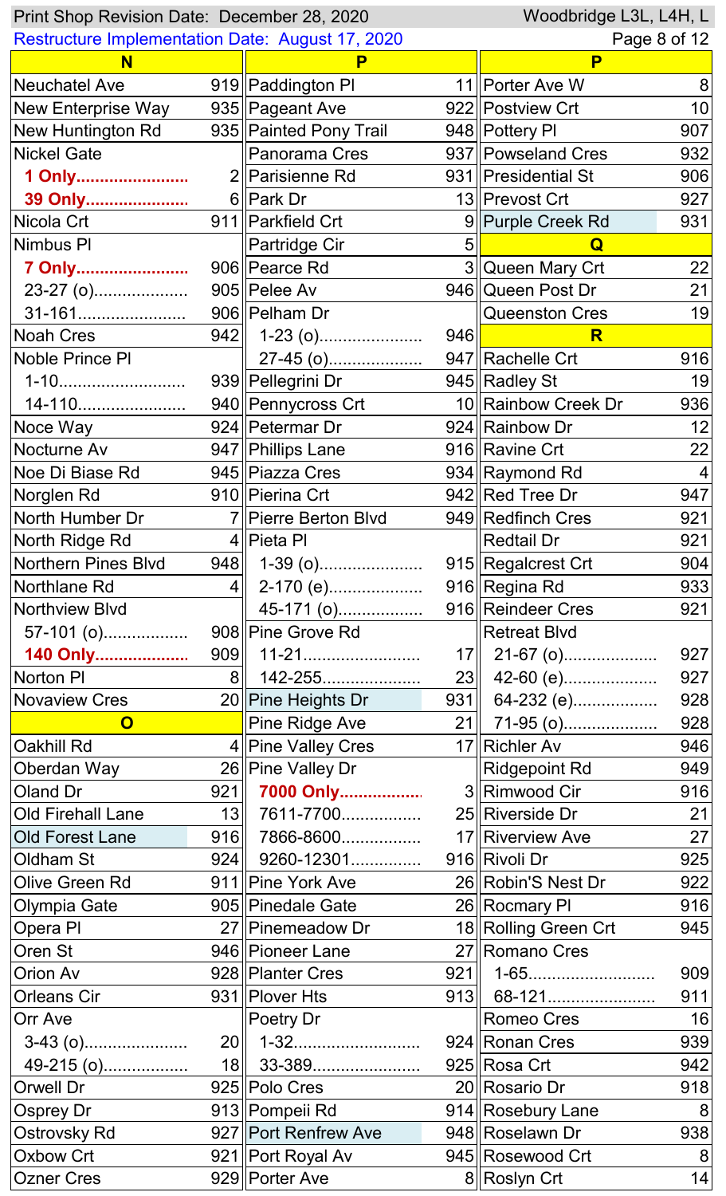| Street | Route |
|---|---|
| **N** | |
| Neuchatel Ave | 919 |
| New Enterprise Way | 935 |
| New Huntington Rd | 935 |
| Nickel Gate | |
| **1 Only** | 2 |
| **39 Only** | 6 |
| Nicola Crt | 911 |
| Nimbus Pl | |
| **7 Only** | 906 |
| 23-27 (o) | 905 |
| 31-161 | 906 |
| Noah Cres | 942 |
| Noble Prince Pl | |
| 1-10 | 939 |
| 14-110 | 940 |
| Noce Way | 924 |
| Nocturne Av | 947 |
| Noe Di Biase Rd | 945 |
| Norglen Rd | 910 |
| North Humber Dr | 7 |
| North Ridge Rd | 4 |
| Northern Pines Blvd | 948 |
| Northlane Rd | 4 |
| Northview Blvd | |
| 57-101 (o) | 908 |
| **140 Only** | 909 |
| Norton Pl | 8 |
| Novaview Cres | 20 |
| **O** | |
| Oakhill Rd | 4 |
| Oberdan Way | 26 |
| Oland Dr | 921 |
| Old Firehall Lane | 13 |
| Old Forest Lane | 916 |
| Oldham St | 924 |
| Olive Green Rd | 911 |
| Olympia Gate | 905 |
| Opera Pl | 27 |
| Oren St | 946 |
| Orion Av | 928 |
| Orleans Cir | 931 |
| Orr Ave | |
| 3-43 (o) | 20 |
| 49-215 (o) | 18 |
| Orwell Dr | 925 |
| Osprey Dr | 913 |
| Ostrovsky Rd | 927 |
| Oxbow Crt | 921 |
| Ozner Cres | 929 |
| **P** | |
| Paddington Pl | 11 |
| Pageant Ave | 922 |
| Painted Pony Trail | 948 |
| Panorama Cres | 937 |
| Parisienne Rd | 931 |
| Park Dr | 13 |
| Parkfield Crt | 9 |
| Partridge Cir | 5 |
| Pearce Rd | 3 |
| Pelee Av | 946 |
| Pelham Dr | |
| 1-23 (o) | 946 |
| 27-45 (o) | 947 |
| Pellegrini Dr | 945 |
| Pennycross Crt | 10 |
| Petermar Dr | 924 |
| Phillips Lane | 916 |
| Piazza Cres | 934 |
| Pierina Crt | 942 |
| Pierre Berton Blvd | 949 |
| Pieta Pl | |
| 1-39 (o) | 915 |
| 2-170 (e) | 916 |
| 45-171 (o) | 916 |
| Pine Grove Rd | |
| 11-21 | 17 |
| 142-255 | 23 |
| Pine Heights Dr | 931 |
| Pine Ridge Ave | 21 |
| Pine Valley Cres | 17 |
| Pine Valley Dr | |
| **7000 Only** | 3 |
| 7611-7700 | 25 |
| 7866-8600 | 17 |
| 9260-12301 | 916 |
| Pine York Ave | 26 |
| Pinedale Gate | 26 |
| Pinemeadow Dr | 18 |
| Pioneer Lane | 27 |
| Planter Cres | 921 |
| Plover Hts | 913 |
| Poetry Dr | |
| 1-32 | 924 |
| 33-389 | 925 |
| Polo Cres | 20 |
| Pompeii Rd | 914 |
| Port Renfrew Ave | 948 |
| Port Royal Av | 945 |
| Porter Ave | 8 |
| Porter Ave W | 8 |
| Postview Crt | 10 |
| Pottery Pl | 907 |
| Powseland Cres | 932 |
| Presidential St | 906 |
| Prevost Crt | 927 |
| Purple Creek Rd | 931 |
| **Q** | |
| Queen Mary Crt | 22 |
| Queen Post Dr | 21 |
| Queenston Cres | 19 |
| **R** | |
| Rachelle Crt | 916 |
| Radley St | 19 |
| Rainbow Creek Dr | 936 |
| Rainbow Dr | 12 |
| Ravine Crt | 22 |
| Raymond Rd | 4 |
| Red Tree Dr | 947 |
| Redfinch Cres | 921 |
| Redtail Dr | 921 |
| Regalcrest Crt | 904 |
| Regina Rd | 933 |
| Reindeer Cres | 921 |
| Retreat Blvd | |
| 21-67 (o) | 927 |
| 42-60 (e) | 927 |
| 64-232 (e) | 928 |
| 71-95 (o) | 928 |
| Richler Av | 946 |
| Ridgepoint Rd | 949 |
| Rimwood Cir | 916 |
| Riverside Dr | 21 |
| Riverview Ave | 27 |
| Rivoli Dr | 925 |
| Robin'S Nest Dr | 922 |
| Rocmary Pl | 916 |
| Rolling Green Crt | 945 |
| Romano Cres | |
| 1-65 | 909 |
| 68-121 | 911 |
| Romeo Cres | 16 |
| Ronan Cres | 939 |
| Rosa Crt | 942 |
| Rosario Dr | 918 |
| Rosebury Lane | 8 |
| Roselawn Dr | 938 |
| Rosewood Crt | 8 |
| Roslyn Crt | 14 |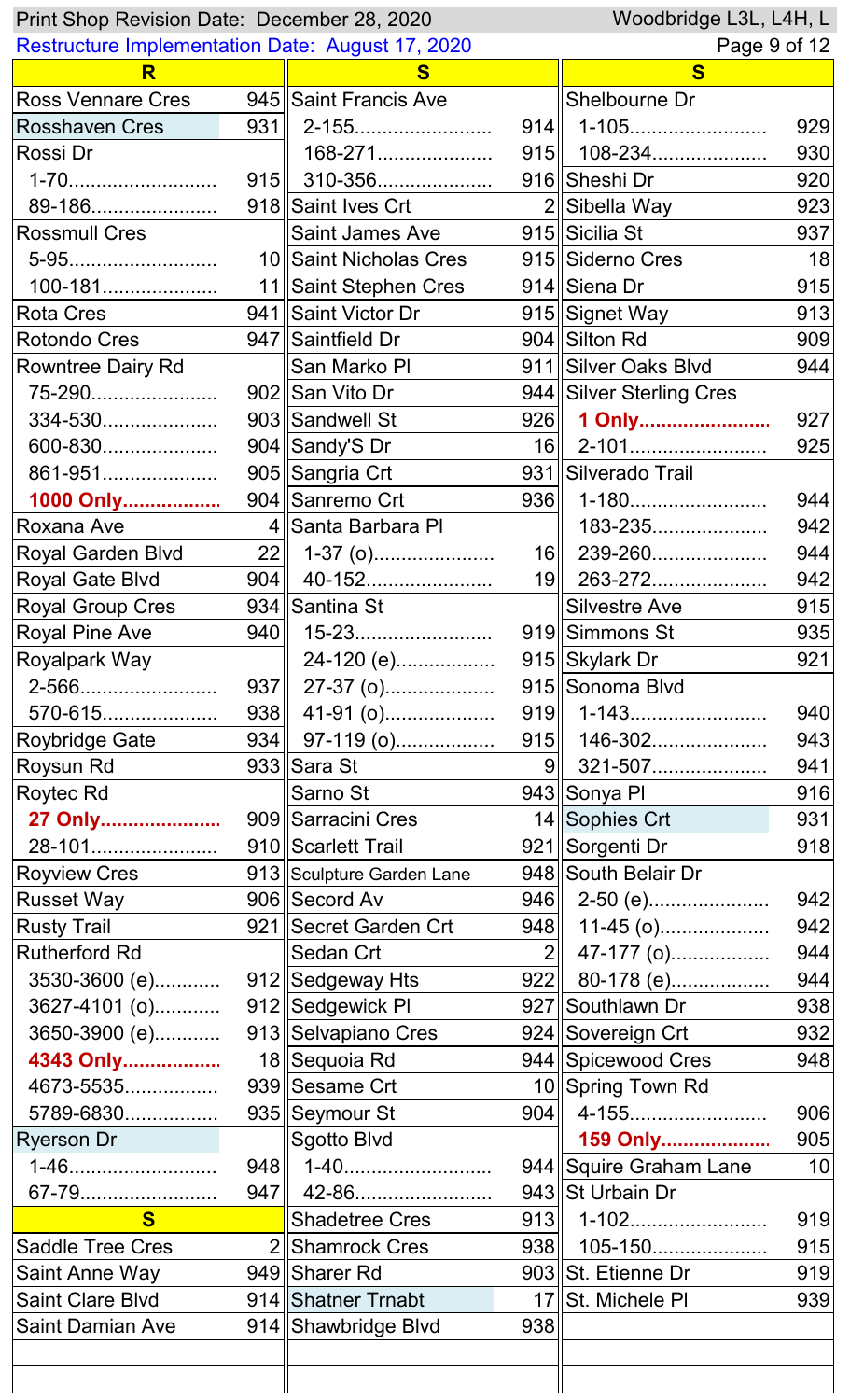Print Shop Revision Date: December 28, 2020 | Woodbridge L3L, L4H, L

Restructure Implementation Date: August 17, 2020

| R | |
|---|---|
| Ross Vennare Cres | 945 |
| Rosshaven Cres | 931 |
| Rossi Dr | |
| 1-70 | 915 |
| 89-186 | 918 |
| Rossmull Cres | |
| 5-95 | 10 |
| 100-181 | 11 |
| Rota Cres | 941 |
| Rotondo Cres | 947 |
| Rowntree Dairy Rd | |
| 75-290 | 902 |
| 334-530 | 903 |
| 600-830 | 904 |
| 861-951 | 905 |
| **1000 Only** | 904 |
| Roxana Ave | 4 |
| Royal Garden Blvd | 22 |
| Royal Gate Blvd | 904 |
| Royal Group Cres | 934 |
| Royal Pine Ave | 940 |
| Royalpark Way | |
| 2-566 | 937 |
| 570-615 | 938 |
| Roybridge Gate | 934 |
| Roysun Rd | 933 |
| Roytec Rd | |
| **27 Only** | 909 |
| 28-101 | 910 |
| Royview Cres | 913 |
| Russet Way | 906 |
| Rusty Trail | 921 |
| Rutherford Rd | |
| 3530-3600 (e) | 912 |
| 3627-4101 (o) | 912 |
| 3650-3900 (e) | 913 |
| **4343 Only** | 18 |
| 4673-5535 | 939 |
| 5789-6830 | 935 |
| Ryerson Dr | |
| 1-46 | 948 |
| 67-79 | 947 |

| S | |
|---|---|
| Saddle Tree Cres | 2 |
| Saint Anne Way | 949 |
| Saint Clare Blvd | 914 |
| Saint Damian Ave | 914 |
| Saint Francis Ave | |
| 2-155 | 914 |
| 168-271 | 915 |
| 310-356 | 916 |
| Saint Ives Crt | 2 |
| Saint James Ave | 915 |
| Saint Nicholas Cres | 915 |
| Saint Stephen Cres | 914 |
| Saint Victor Dr | 915 |
| Saintfield Dr | 904 |
| San Marko Pl | 911 |
| San Vito Dr | 944 |
| Sandwell St | 926 |
| Sandy'S Dr | 16 |
| Sangria Crt | 931 |
| Sanremo Crt | 936 |
| Santa Barbara Pl | |
| 1-37 (o) | 16 |
| 40-152 | 19 |
| Santina St | |
| 15-23 | 919 |
| 24-120 (e) | 915 |
| 27-37 (o) | 915 |
| 41-91 (o) | 919 |
| 97-119 (o) | 915 |
| Sara St | 9 |
| Sarno St | 943 |
| Sarracini Cres | 14 |
| Scarlett Trail | 921 |
| Sculpture Garden Lane | 948 |
| Secord Av | 946 |
| Secret Garden Crt | 948 |
| Sedan Crt | 2 |
| Sedgeway Hts | 922 |
| Sedgewick Pl | 927 |
| Selvapiano Cres | 924 |
| Sequoia Rd | 944 |
| Sesame Crt | 10 |
| Seymour St | 904 |
| Sgotto Blvd | |
| 1-40 | 944 |
| 42-86 | 943 |
| Shadetree Cres | 913 |
| Shamrock Cres | 938 |
| Sharer Rd | 903 |
| Shatner Trnabt | 17 |
| Shawbridge Blvd | 938 |

| S | |
|---|---|
| Shelbourne Dr | |
| 1-105 | 929 |
| 108-234 | 930 |
| Sheshi Dr | 920 |
| Sibella Way | 923 |
| Sicilia St | 937 |
| Siderno Cres | 18 |
| Siena Dr | 915 |
| Signet Way | 913 |
| Silton Rd | 909 |
| Silver Oaks Blvd | 944 |
| Silver Sterling Cres | |
| **1 Only** | 927 |
| 2-101 | 925 |
| Silverado Trail | |
| 1-180 | 944 |
| 183-235 | 942 |
| 239-260 | 944 |
| 263-272 | 942 |
| Silvestre Ave | 915 |
| Simmons St | 935 |
| Skylark Dr | 921 |
| Sonoma Blvd | |
| 1-143 | 940 |
| 146-302 | 943 |
| 321-507 | 941 |
| Sonya Pl | 916 |
| Sophies Crt | 931 |
| Sorgenti Dr | 918 |
| South Belair Dr | |
| 2-50 (e) | 942 |
| 11-45 (o) | 942 |
| 47-177 (o) | 944 |
| 80-178 (e) | 944 |
| Southlawn Dr | 938 |
| Sovereign Crt | 932 |
| Spicewood Cres | 948 |
| Spring Town Rd | |
| 4-155 | 906 |
| **159 Only** | 905 |
| Squire Graham Lane | 10 |
| St Urbain Dr | |
| 1-102 | 919 |
| 105-150 | 915 |
| St. Etienne Dr | 919 |
| St. Michele Pl | 939 |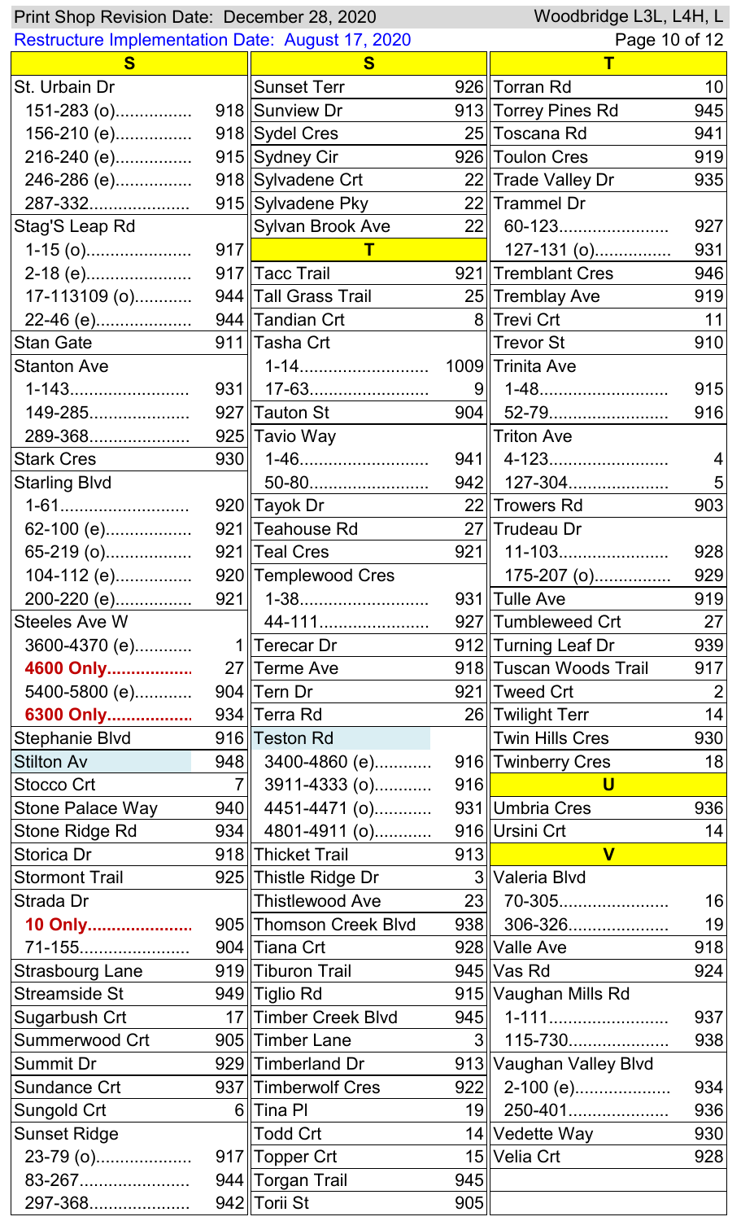| S | |
|---|---|
| St. Urbain Dr | |
| 151-283 (o)............... | 918 |
| 156-210 (e)............... | 918 |
| 216-240 (e)............... | 915 |
| 246-286 (e)............... | 918 |
| 287-332.................... | 915 |
| Stag'S Leap Rd | |
| 1-15 (o)..................... | 917 |
| 2-18 (e)..................... | 917 |
| 17-113109 (o)........... | 944 |
| 22-46 (e)................... | 944 |
| Stan Gate | 911 |
| Stanton Ave | |
| 1-143........................ | 931 |
| 149-285.................... | 927 |
| 289-368.................... | 925 |
| Stark Cres | 930 |
| Starling Blvd | |
| 1-61.......................... | 920 |
| 62-100 (e)................. | 921 |
| 65-219 (o)................. | 921 |
| 104-112 (e)............... | 920 |
| 200-220 (e)............... | 921 |
| Steeles Ave W | |
| 3600-4370 (e)........... | 1 |
| **4600 Only.................** | 27 |
| 5400-5800 (e)........... | 904 |
| **6300 Only.................** | 934 |
| Stephanie Blvd | 916 |
| Stilton Av | 948 |
| Stocco Crt | 7 |
| Stone Palace Way | 940 |
| Stone Ridge Rd | 934 |
| Storica Dr | 918 |
| Stormont Trail | 925 |
| Strada Dr | |
| **10 Only.....................** | 905 |
| 71-155...................... | 904 |
| Strasbourg Lane | 919 |
| Streamside St | 949 |
| Sugarbush Crt | 17 |
| Summerwood Crt | 905 |
| Summit Dr | 929 |
| Sundance Crt | 937 |
| Sungold Crt | 6 |
| Sunset Ridge | |
| 23-79 (o).................. | 917 |
| 83-267...................... | 944 |
| 297-368.................... | 942 |

| S | |
|---|---|
| Sunset Terr | 926 |
| Sunview Dr | 913 |
| Sydel Cres | 25 |
| Sydney Cir | 926 |
| Sylvadene Crt | 22 |
| Sylvadene Pky | 22 |
| Sylvan Brook Ave | 22 |
| **T** | |
| Tacc Trail | 921 |
| Tall Grass Trail | 25 |
| Tandian Crt | 8 |
| Tasha Crt | |
| 1-14.......................... | 1009 |
| 17-63......................... | 9 |
| Tauton St | 904 |
| Tavio Way | |
| 1-46.......................... | 941 |
| 50-80........................ | 942 |
| Tayok Dr | 22 |
| Teahouse Rd | 27 |
| Teal Cres | 921 |
| Templewood Cres | |
| 1-38.......................... | 931 |
| 44-111...................... | 927 |
| Terecar Dr | 912 |
| Terme Ave | 918 |
| Tern Dr | 921 |
| Terra Rd | 26 |
| Teston Rd | |
| 3400-4860 (e)........... | 916 |
| 3911-4333 (o)........... | 916 |
| 4451-4471 (o)........... | 931 |
| 4801-4911 (o)........... | 916 |
| Thicket Trail | 913 |
| Thistle Ridge Dr | 3 |
| Thistlewood Ave | 23 |
| Thomson Creek Blvd | 938 |
| Tiana Crt | 928 |
| Tiburon Trail | 945 |
| Tiglio Rd | 915 |
| Timber Creek Blvd | 945 |
| Timber Lane | 3 |
| Timberland Dr | 913 |
| Timberwolf Cres | 922 |
| Tina Pl | 19 |
| Todd Crt | 14 |
| Topper Crt | 15 |
| Torgan Trail | 945 |
| Torii St | 905 |

| T | |
|---|---|
| Torran Rd | 10 |
| Torrey Pines Rd | 945 |
| Toscana Rd | 941 |
| Toulon Cres | 919 |
| Trade Valley Dr | 935 |
| Trammel Dr | |
| 60-123...................... | 927 |
| 127-131 (o)............... | 931 |
| Tremblant Cres | 946 |
| Tremblay Ave | 919 |
| Trevi Crt | 11 |
| Trevor St | 910 |
| Trinita Ave | |
| 1-48.......................... | 915 |
| 52-79........................ | 916 |
| Triton Ave | |
| 4-123........................ | 4 |
| 127-304.................... | 5 |
| Trowers Rd | 903 |
| Trudeau Dr | |
| 11-103...................... | 928 |
| 175-207 (o)............... | 929 |
| Tulle Ave | 919 |
| Tumbleweed Crt | 27 |
| Turning Leaf Dr | 939 |
| Tuscan Woods Trail | 917 |
| Tweed Crt | 2 |
| Twilight Terr | 14 |
| Twin Hills Cres | 930 |
| Twinberry Cres | 18 |
| **U** | |
| Umbria Cres | 936 |
| Ursini Crt | 14 |
| **V** | |
| Valeria Blvd | |
| 70-305...................... | 16 |
| 306-326.................... | 19 |
| Valle Ave | 918 |
| Vas Rd | 924 |
| Vaughan Mills Rd | |
| 1-111........................ | 937 |
| 115-730.................... | 938 |
| Vaughan Valley Blvd | |
| 2-100 (e)................... | 934 |
| 250-401.................... | 936 |
| Vedette Way | 930 |
| Velia Crt | 928 |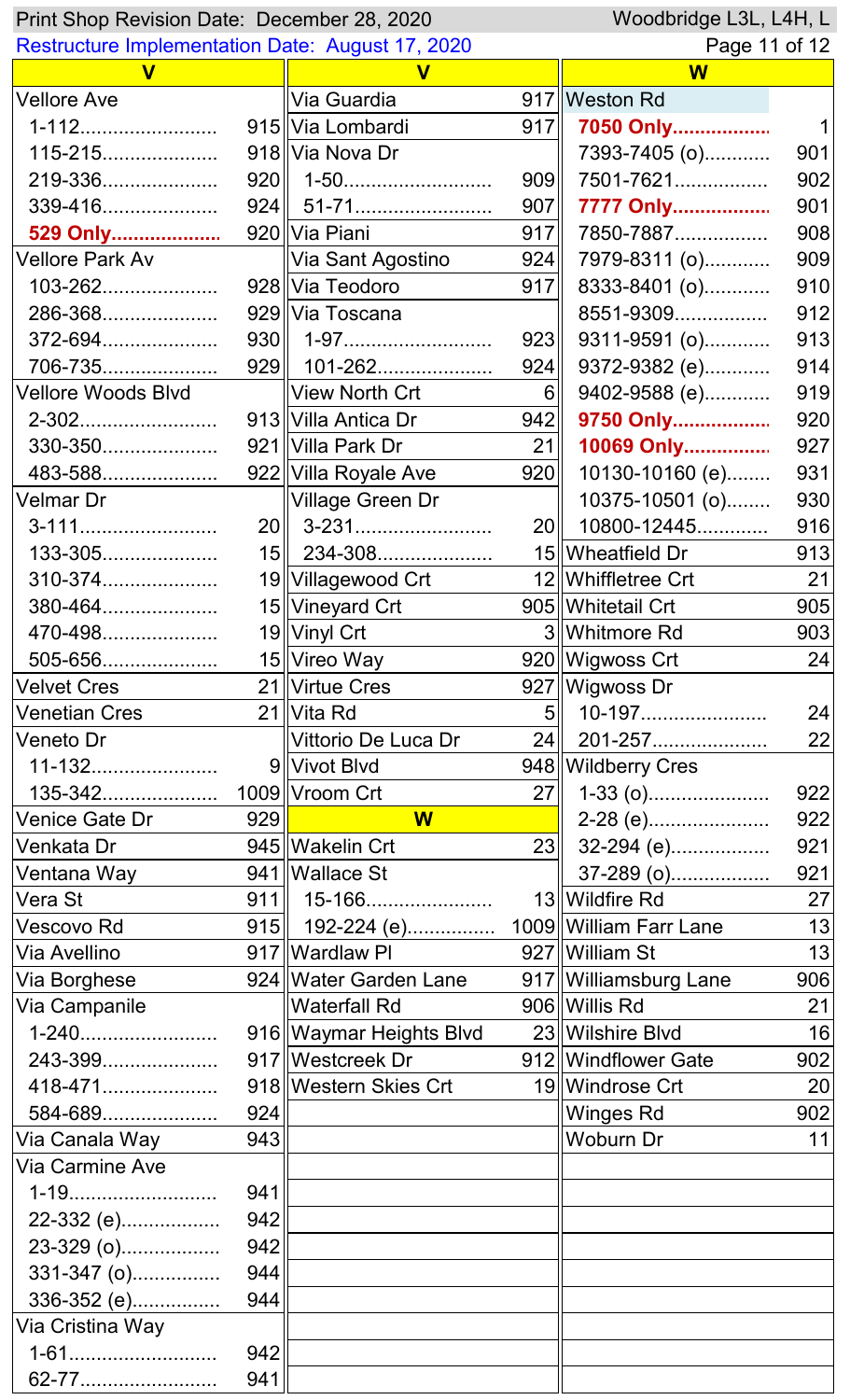Print Shop Revision Date: December 28, 2020 — Woodbridge L3L, L4H, L

Restructure Implementation Date: August 17, 2020

## V

| Street | Route |
|---|---|
| Vellore Ave | |
| 1-112 | 915 |
| 115-215 | 918 |
| 219-336 | 920 |
| 339-416 | 924 |
| **529 Only** | 920 |
| Vellore Park Av | |
| 103-262 | 928 |
| 286-368 | 929 |
| 372-694 | 930 |
| 706-735 | 929 |
| Vellore Woods Blvd | |
| 2-302 | 913 |
| 330-350 | 921 |
| 483-588 | 922 |
| Velmar Dr | |
| 3-111 | 20 |
| 133-305 | 15 |
| 310-374 | 19 |
| 380-464 | 15 |
| 470-498 | 19 |
| 505-656 | 15 |
| Velvet Cres | 21 |
| Venetian Cres | 21 |
| Veneto Dr | |
| 11-132 | 9 |
| 135-342 | 1009 |
| Venice Gate Dr | 929 |
| Venkata Dr | 945 |
| Ventana Way | 941 |
| Vera St | 911 |
| Vescovo Rd | 915 |
| Via Avellino | 917 |
| Via Borghese | 924 |
| Via Campanile | |
| 1-240 | 916 |
| 243-399 | 917 |
| 418-471 | 918 |
| 584-689 | 924 |
| Via Canala Way | 943 |
| Via Carmine Ave | |
| 1-19 | 941 |
| 22-332 (e) | 942 |
| 23-329 (o) | 942 |
| 331-347 (o) | 944 |
| 336-352 (e) | 944 |
| Via Cristina Way | |
| 1-61 | 942 |
| 62-77 | 941 |
| Via Guardia | 917 |
| Via Lombardi | 917 |
| Via Nova Dr | |
| 1-50 | 909 |
| 51-71 | 907 |
| Via Piani | 917 |
| Via Sant Agostino | 924 |
| Via Teodoro | 917 |
| Via Toscana | |
| 1-97 | 923 |
| 101-262 | 924 |
| View North Crt | 6 |
| Villa Antica Dr | 942 |
| Villa Park Dr | 21 |
| Villa Royale Ave | 920 |
| Village Green Dr | |
| 3-231 | 20 |
| 234-308 | 15 |
| Villagewood Crt | 12 |
| Vineyard Crt | 905 |
| Vinyl Crt | 3 |
| Vireo Way | 920 |
| Virtue Cres | 927 |
| Vita Rd | 5 |
| Vittorio De Luca Dr | 24 |
| Vivot Blvd | 948 |
| Vroom Crt | 27 |

## W

| Street | Route |
|---|---|
| Wakelin Crt | 23 |
| Wallace St | |
| 15-166 | 13 |
| 192-224 (e) | 1009 |
| Wardlaw Pl | 927 |
| Water Garden Lane | 917 |
| Waterfall Rd | 906 |
| Waymar Heights Blvd | 23 |
| Westcreek Dr | 912 |
| Western Skies Crt | 19 |
| Weston Rd | |
| **7050 Only** | 1 |
| 7393-7405 (o) | 901 |
| 7501-7621 | 902 |
| **7777 Only** | 901 |
| 7850-7887 | 908 |
| 7979-8311 (o) | 909 |
| 8333-8401 (o) | 910 |
| 8551-9309 | 912 |
| 9311-9591 (o) | 913 |
| 9372-9382 (e) | 914 |
| 9402-9588 (e) | 919 |
| **9750 Only** | 920 |
| **10069 Only** | 927 |
| 10130-10160 (e) | 931 |
| 10375-10501 (o) | 930 |
| 10800-12445 | 916 |
| Wheatfield Dr | 913 |
| Whiffletree Crt | 21 |
| Whitetail Crt | 905 |
| Whitmore Rd | 903 |
| Wigwoss Crt | 24 |
| Wigwoss Dr | |
| 10-197 | 24 |
| 201-257 | 22 |
| Wildberry Cres | |
| 1-33 (o) | 922 |
| 2-28 (e) | 922 |
| 32-294 (e) | 921 |
| 37-289 (o) | 921 |
| Wildfire Rd | 27 |
| William Farr Lane | 13 |
| William St | 13 |
| Williamsburg Lane | 906 |
| Willis Rd | 21 |
| Wilshire Blvd | 16 |
| Windflower Gate | 902 |
| Windrose Crt | 20 |
| Winges Rd | 902 |
| Woburn Dr | 11 |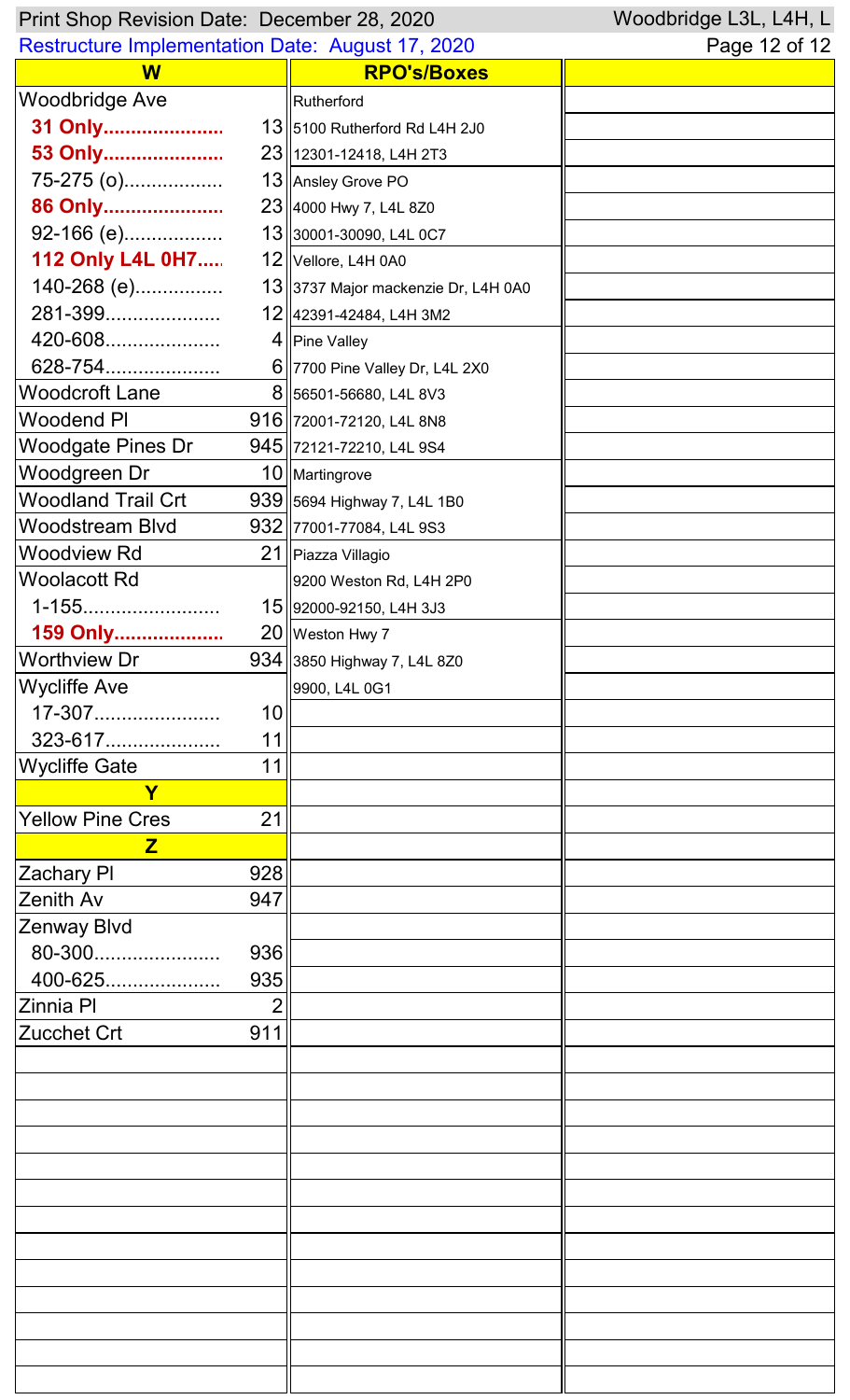Print Shop Revision Date: December 28, 2020

Restructure Implementation Date: August 17, 2020

| W | | RPO's/Boxes | |
|---|---|---|---|
| Woodbridge Ave | | Rutherford | |
| **31 Only.....................** | 13 | 5100 Rutherford Rd L4H 2J0 | |
| **53 Only.....................** | 23 | 12301-12418, L4H 2T3 | |
| 75-275 (o)................. | 13 | Ansley Grove PO | |
| **86 Only.....................** | 23 | 4000 Hwy 7, L4L 8Z0 | |
| 92-166 (e)................. | 13 | 30001-30090, L4L 0C7 | |
| **112 Only L4L 0H7.....** | 12 | Vellore, L4H 0A0 | |
| 140-268 (e)................ | 13 | 3737 Major mackenzie Dr, L4H 0A0 | |
| 281-399.................... | 12 | 42391-42484, L4H 3M2 | |
| 420-608.................... | 4 | Pine Valley | |
| 628-754.................... | 6 | 7700 Pine Valley Dr, L4L 2X0 | |
| Woodcroft Lane | 8 | 56501-56680, L4L 8V3 | |
| Woodend Pl | 916 | 72001-72120, L4L 8N8 | |
| Woodgate Pines Dr | 945 | 72121-72210, L4L 9S4 | |
| Woodgreen Dr | 10 | Martingrove | |
| Woodland Trail Crt | 939 | 5694 Highway 7, L4L 1B0 | |
| Woodstream Blvd | 932 | 77001-77084, L4L 9S3 | |
| Woodview Rd | 21 | Piazza Villagio | |
| Woolacott Rd | | 9200 Weston Rd, L4H 2P0 | |
| 1-155........................ | 15 | 92000-92150, L4H 3J3 | |
| **159 Only...................** | 20 | Weston Hwy 7 | |
| Worthview Dr | 934 | 3850 Highway 7, L4L 8Z0 | |
| Wycliffe Ave | | 9900, L4L 0G1 | |
| 17-307...................... | 10 | | |
| 323-617.................... | 11 | | |
| Wycliffe Gate | 11 | | |
| **Y** | | | |
| Yellow Pine Cres | 21 | | |
| **Z** | | | |
| Zachary Pl | 928 | | |
| Zenith Av | 947 | | |
| Zenway Blvd | | | |
| 80-300...................... | 936 | | |
| 400-625.................... | 935 | | |
| Zinnia Pl | 2 | | |
| Zucchet Crt | 911 | | |